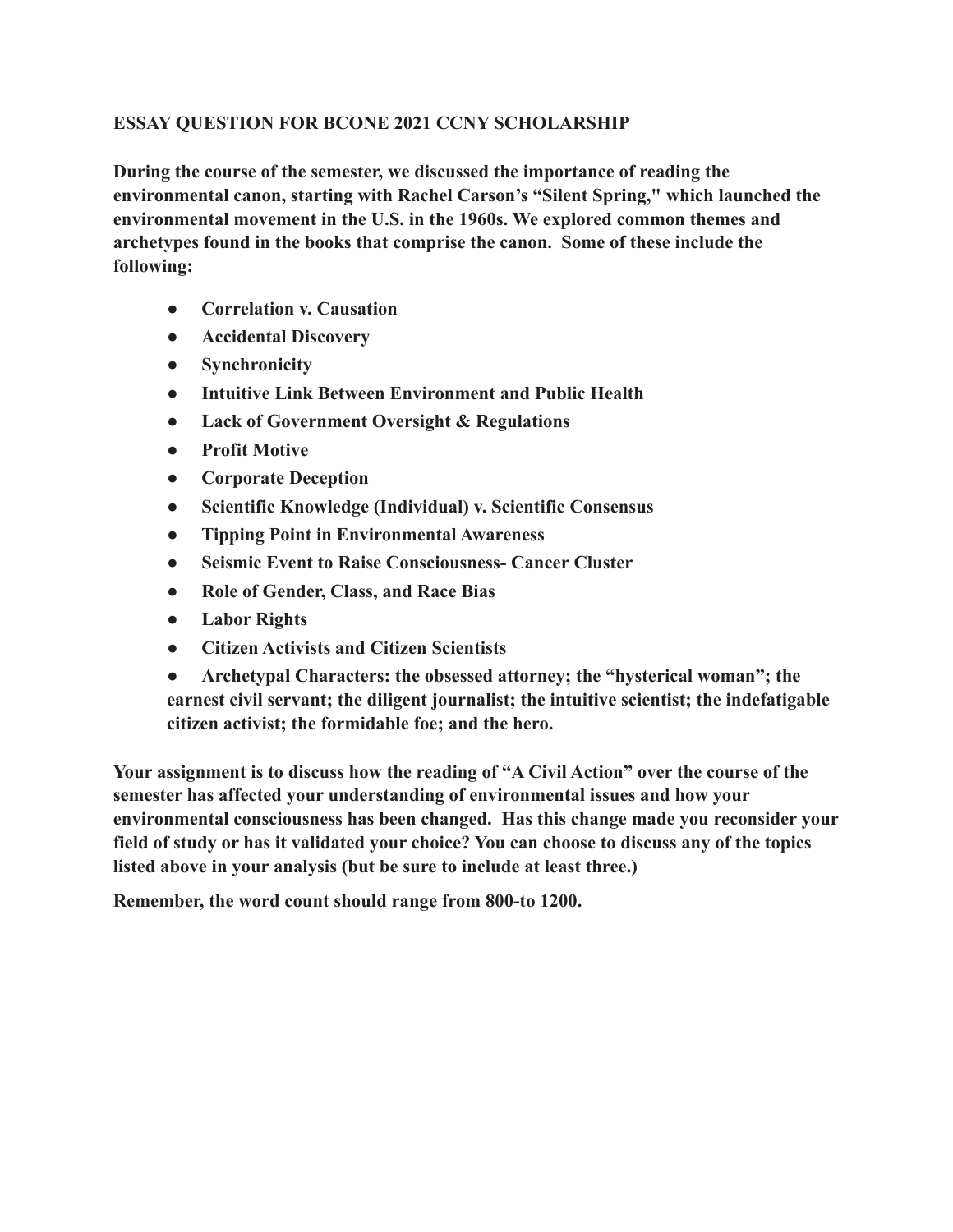**ESSAY QUESTION FOR BCONE 2021 CCNY SCHOLARSHIP**

**During the course of the semester, we discussed the importance of reading the environmental canon, starting with Rachel Carson's "Silent Spring," which launched the environmental movement in the U.S. in the 1960s. We explored common themes and archetypes found in the books that comprise the canon. Some of these include the following:**

- **Correlation v. Causation**
- **Accidental Discovery**
- **Synchronicity**
- **Intuitive Link Between Environment and Public Health**
- **Lack of Government Oversight & Regulations**
- **Profit Motive**
- **Corporate Deception**
- **Scientific Knowledge (Individual) v. Scientific Consensus**
- **Tipping Point in Environmental Awareness**
- **Seismic Event to Raise Consciousness- Cancer Cluster**
- **Role of Gender, Class, and Race Bias**
- **Labor Rights**
- **Citizen Activists and Citizen Scientists**
- **Archetypal Characters: the obsessed attorney; the "hysterical woman"; the earnest civil servant; the diligent journalist; the intuitive scientist; the indefatigable citizen activist; the formidable foe; and the hero.**

**Your assignment is to discuss how the reading of "A Civil Action" over the course of the semester has affected your understanding of environmental issues and how your environmental consciousness has been changed. Has this change made you reconsider your field of study or has it validated your choice? You can choose to discuss any of the topics listed above in your analysis (but be sure to include at least three.)**

**Remember, the word count should range from 800-to 1200.**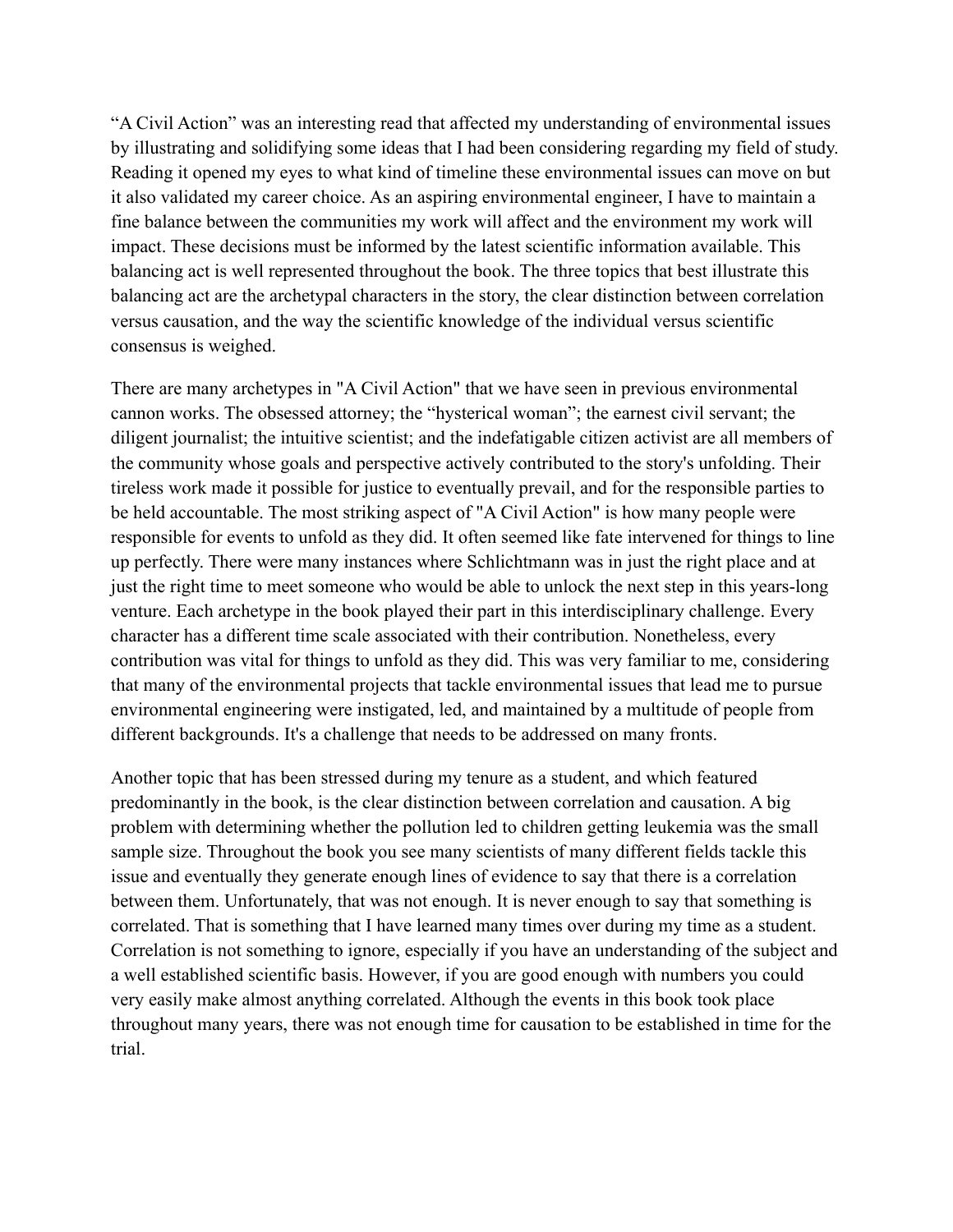"A Civil Action" was an interesting read that affected my understanding of environmental issues by illustrating and solidifying some ideas that I had been considering regarding my field of study. Reading it opened my eyes to what kind of timeline these environmental issues can move on but it also validated my career choice. As an aspiring environmental engineer, I have to maintain a fine balance between the communities my work will affect and the environment my work will impact. These decisions must be informed by the latest scientific information available. This balancing act is well represented throughout the book. The three topics that best illustrate this balancing act are the archetypal characters in the story, the clear distinction between correlation versus causation, and the way the scientific knowledge of the individual versus scientific consensus is weighed.

There are many archetypes in "A Civil Action" that we have seen in previous environmental cannon works. The obsessed attorney; the "hysterical woman"; the earnest civil servant; the diligent journalist; the intuitive scientist; and the indefatigable citizen activist are all members of the community whose goals and perspective actively contributed to the story's unfolding. Their tireless work made it possible for justice to eventually prevail, and for the responsible parties to be held accountable. The most striking aspect of "A Civil Action" is how many people were responsible for events to unfold as they did. It often seemed like fate intervened for things to line up perfectly. There were many instances where Schlichtmann was in just the right place and at just the right time to meet someone who would be able to unlock the next step in this years-long venture. Each archetype in the book played their part in this interdisciplinary challenge. Every character has a different time scale associated with their contribution. Nonetheless, every contribution was vital for things to unfold as they did. This was very familiar to me, considering that many of the environmental projects that tackle environmental issues that lead me to pursue environmental engineering were instigated, led, and maintained by a multitude of people from different backgrounds. It's a challenge that needs to be addressed on many fronts.

Another topic that has been stressed during my tenure as a student, and which featured predominantly in the book, is the clear distinction between correlation and causation. A big problem with determining whether the pollution led to children getting leukemia was the small sample size. Throughout the book you see many scientists of many different fields tackle this issue and eventually they generate enough lines of evidence to say that there is a correlation between them. Unfortunately, that was not enough. It is never enough to say that something is correlated. That is something that I have learned many times over during my time as a student. Correlation is not something to ignore, especially if you have an understanding of the subject and a well established scientific basis. However, if you are good enough with numbers you could very easily make almost anything correlated. Although the events in this book took place throughout many years, there was not enough time for causation to be established in time for the trial.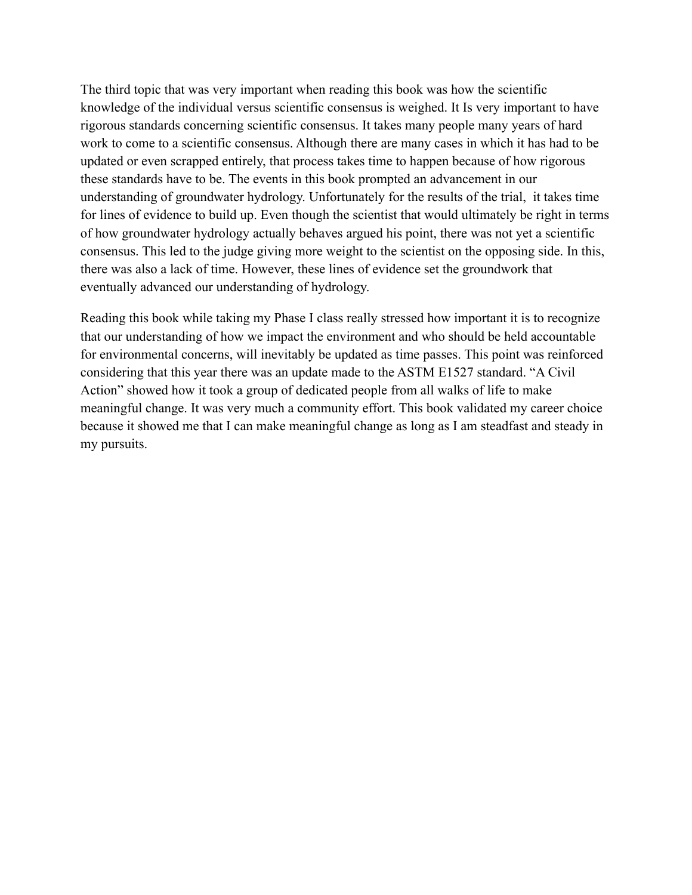The third topic that was very important when reading this book was how the scientific knowledge of the individual versus scientific consensus is weighed. It Is very important to have rigorous standards concerning scientific consensus. It takes many people many years of hard work to come to a scientific consensus. Although there are many cases in which it has had to be updated or even scrapped entirely, that process takes time to happen because of how rigorous these standards have to be. The events in this book prompted an advancement in our understanding of groundwater hydrology. Unfortunately for the results of the trial, it takes time for lines of evidence to build up. Even though the scientist that would ultimately be right in terms of how groundwater hydrology actually behaves argued his point, there was not yet a scientific consensus. This led to the judge giving more weight to the scientist on the opposing side. In this, there was also a lack of time. However, these lines of evidence set the groundwork that eventually advanced our understanding of hydrology.

Reading this book while taking my Phase I class really stressed how important it is to recognize that our understanding of how we impact the environment and who should be held accountable for environmental concerns, will inevitably be updated as time passes. This point was reinforced considering that this year there was an update made to the ASTM E1527 standard. "A Civil Action" showed how it took a group of dedicated people from all walks of life to make meaningful change. It was very much a community effort. This book validated my career choice because it showed me that I can make meaningful change as long as I am steadfast and steady in my pursuits.